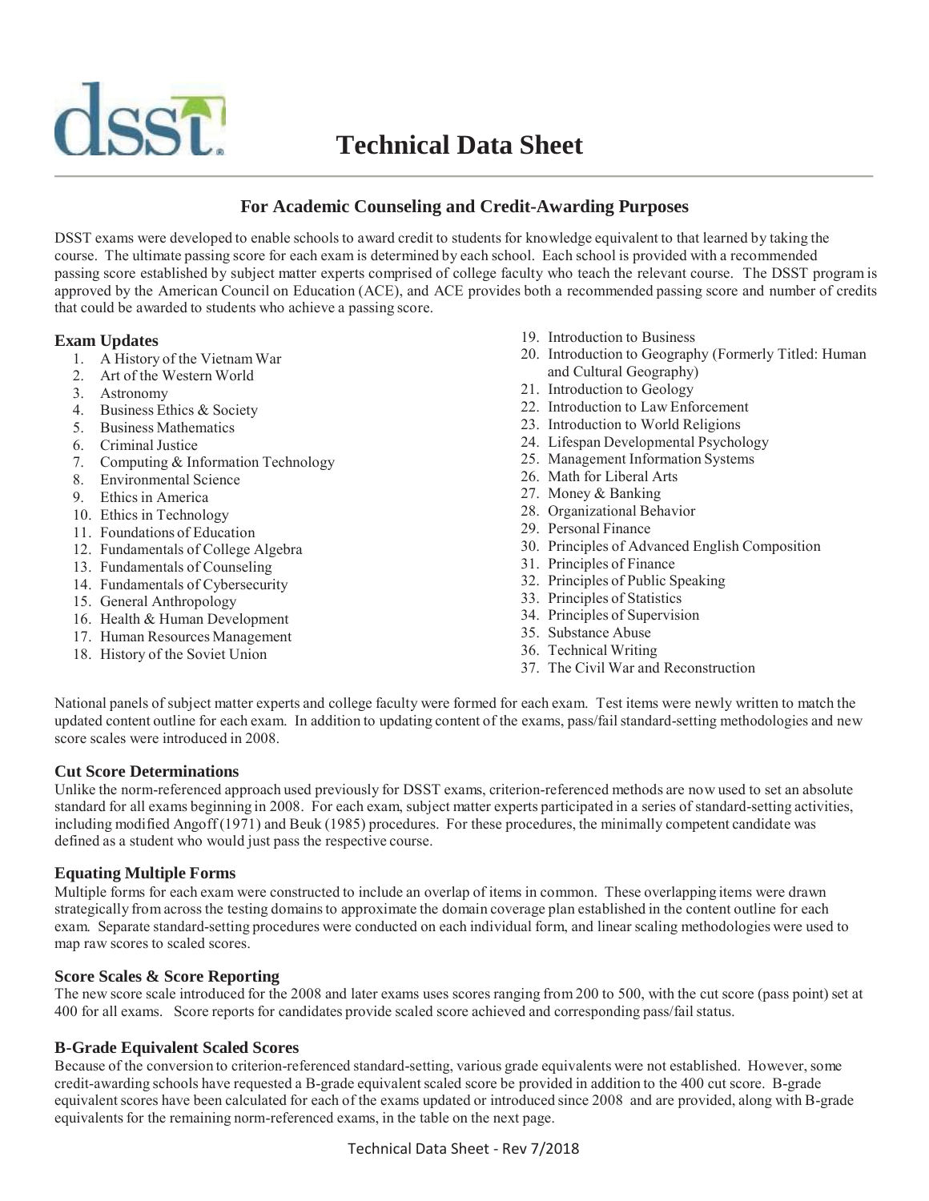# Technical Data Sheet

## For Academic Counseling and Credit-Awarding Purposes

DSST exams were developed to enable schools to award credit to students for knowledge equivalent to that learned by taking the course. The ultimate passing score for each exam is determined by each school. Each school is provided with a recommended passing score established by subject matter experts comprised of college faculty who teach the relevant course. The DSST program is approved by the American Council on Education (ACE), and ACE provides both a recommended passing score and number of credits that could be awarded to students who achieve a passing score.

### Exam Updates

1. A History of the Vietnam War
2. Art of the Western World
3. Astronomy
4. Business Ethics & Society
5. Business Mathematics
6. Criminal Justice
7. Computing & Information Technology
8. Environmental Science
9. Ethics in America
10. Ethics in Technology
11. Foundations of Education
12. Fundamentals of College Algebra
13. Fundamentals of Counseling
14. Fundamentals of Cybersecurity
15. General Anthropology
16. Health & Human Development
17. Human Resources Management
18. History of the Soviet Union
19. Introduction to Business
20. Introduction to Geography (Formerly Titled: Human and Cultural Geography)
21. Introduction to Geology
22. Introduction to Law Enforcement
23. Introduction to World Religions
24. Lifespan Developmental Psychology
25. Management Information Systems
26. Math for Liberal Arts
27. Money & Banking
28. Organizational Behavior
29. Personal Finance
30. Principles of Advanced English Composition
31. Principles of Finance
32. Principles of Public Speaking
33. Principles of Statistics
34. Principles of Supervision
35. Substance Abuse
36. Technical Writing
37. The Civil War and Reconstruction

National panels of subject matter experts and college faculty were formed for each exam. Test items were newly written to match the updated content outline for each exam. In addition to updating content of the exams, pass/fail standard-setting methodologies and new score scales were introduced in 2008.

### Cut Score Determinations

Unlike the norm-referenced approach used previously for DSST exams, criterion-referenced methods are now used to set an absolute standard for all exams beginning in 2008. For each exam, subject matter experts participated in a series of standard-setting activities, including modified Angoff (1971) and Beuk (1985) procedures. For these procedures, the minimally competent candidate was defined as a student who would just pass the respective course.

### Equating Multiple Forms

Multiple forms for each exam were constructed to include an overlap of items in common. These overlapping items were drawn strategically from across the testing domains to approximate the domain coverage plan established in the content outline for each exam. Separate standard-setting procedures were conducted on each individual form, and linear scaling methodologies were used to map raw scores to scaled scores.

### Score Scales & Score Reporting

The new score scale introduced for the 2008 and later exams uses scores ranging from 200 to 500, with the cut score (pass point) set at 400 for all exams. Score reports for candidates provide scaled score achieved and corresponding pass/fail status.

### B-Grade Equivalent Scaled Scores

Because of the conversion to criterion-referenced standard-setting, various grade equivalents were not established. However, some credit-awarding schools have requested a B-grade equivalent scaled score be provided in addition to the 400 cut score. B-grade equivalent scores have been calculated for each of the exams updated or introduced since 2008 and are provided, along with B-grade equivalents for the remaining norm-referenced exams, in the table on the next page.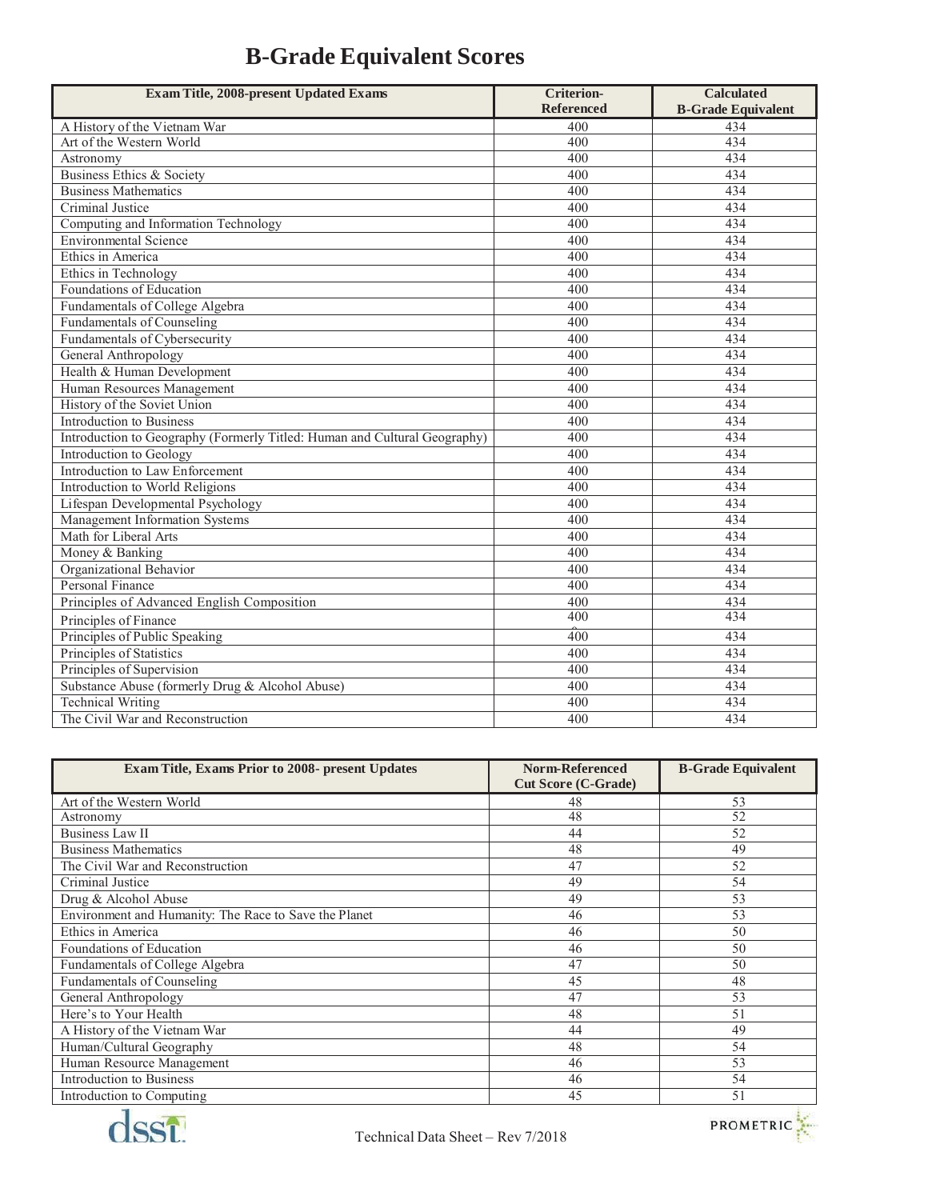# B-Grade Equivalent Scores

| Exam Title, 2008-present Updated Exams | Criterion-Referenced | Calculated B-Grade Equivalent |
|---|---|---|
| A History of the Vietnam War | 400 | 434 |
| Art of the Western World | 400 | 434 |
| Astronomy | 400 | 434 |
| Business Ethics & Society | 400 | 434 |
| Business Mathematics | 400 | 434 |
| Criminal Justice | 400 | 434 |
| Computing and Information Technology | 400 | 434 |
| Environmental Science | 400 | 434 |
| Ethics in America | 400 | 434 |
| Ethics in Technology | 400 | 434 |
| Foundations of Education | 400 | 434 |
| Fundamentals of College Algebra | 400 | 434 |
| Fundamentals of Counseling | 400 | 434 |
| Fundamentals of Cybersecurity | 400 | 434 |
| General Anthropology | 400 | 434 |
| Health & Human Development | 400 | 434 |
| Human Resources Management | 400 | 434 |
| History of the Soviet Union | 400 | 434 |
| Introduction to Business | 400 | 434 |
| Introduction to Geography (Formerly Titled: Human and Cultural Geography) | 400 | 434 |
| Introduction to Geology | 400 | 434 |
| Introduction to Law Enforcement | 400 | 434 |
| Introduction to World Religions | 400 | 434 |
| Lifespan Developmental Psychology | 400 | 434 |
| Management Information Systems | 400 | 434 |
| Math for Liberal Arts | 400 | 434 |
| Money & Banking | 400 | 434 |
| Organizational Behavior | 400 | 434 |
| Personal Finance | 400 | 434 |
| Principles of Advanced English Composition | 400 | 434 |
| Principles of Finance | 400 | 434 |
| Principles of Public Speaking | 400 | 434 |
| Principles of Statistics | 400 | 434 |
| Principles of Supervision | 400 | 434 |
| Substance Abuse (formerly Drug & Alcohol Abuse) | 400 | 434 |
| Technical Writing | 400 | 434 |
| The Civil War and Reconstruction | 400 | 434 |

| Exam Title, Exams Prior to 2008- present Updates | Norm-Referenced Cut Score (C-Grade) | B-Grade Equivalent |
|---|---|---|
| Art of the Western World | 48 | 53 |
| Astronomy | 48 | 52 |
| Business Law II | 44 | 52 |
| Business Mathematics | 48 | 49 |
| The Civil War and Reconstruction | 47 | 52 |
| Criminal Justice | 49 | 54 |
| Drug & Alcohol Abuse | 49 | 53 |
| Environment and Humanity: The Race to Save the Planet | 46 | 53 |
| Ethics in America | 46 | 50 |
| Foundations of Education | 46 | 50 |
| Fundamentals of College Algebra | 47 | 50 |
| Fundamentals of Counseling | 45 | 48 |
| General Anthropology | 47 | 53 |
| Here's to Your Health | 48 | 51 |
| A History of the Vietnam War | 44 | 49 |
| Human/Cultural Geography | 48 | 54 |
| Human Resource Management | 46 | 53 |
| Introduction to Business | 46 | 54 |
| Introduction to Computing | 45 | 51 |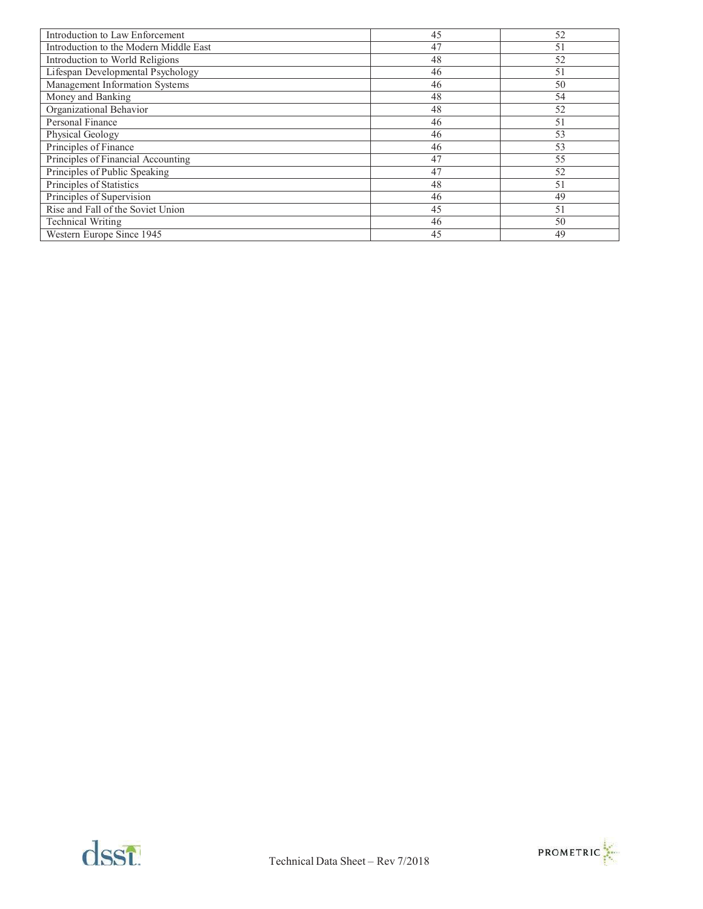| | | |
|---|---|---|
| Introduction to Law Enforcement | 45 | 52 |
| Introduction to the Modern Middle East | 47 | 51 |
| Introduction to World Religions | 48 | 52 |
| Lifespan Developmental Psychology | 46 | 51 |
| Management Information Systems | 46 | 50 |
| Money and Banking | 48 | 54 |
| Organizational Behavior | 48 | 52 |
| Personal Finance | 46 | 51 |
| Physical Geology | 46 | 53 |
| Principles of Finance | 46 | 53 |
| Principles of Financial Accounting | 47 | 55 |
| Principles of Public Speaking | 47 | 52 |
| Principles of Statistics | 48 | 51 |
| Principles of Supervision | 46 | 49 |
| Rise and Fall of the Soviet Union | 45 | 51 |
| Technical Writing | 46 | 50 |
| Western Europe Since 1945 | 45 | 49 |